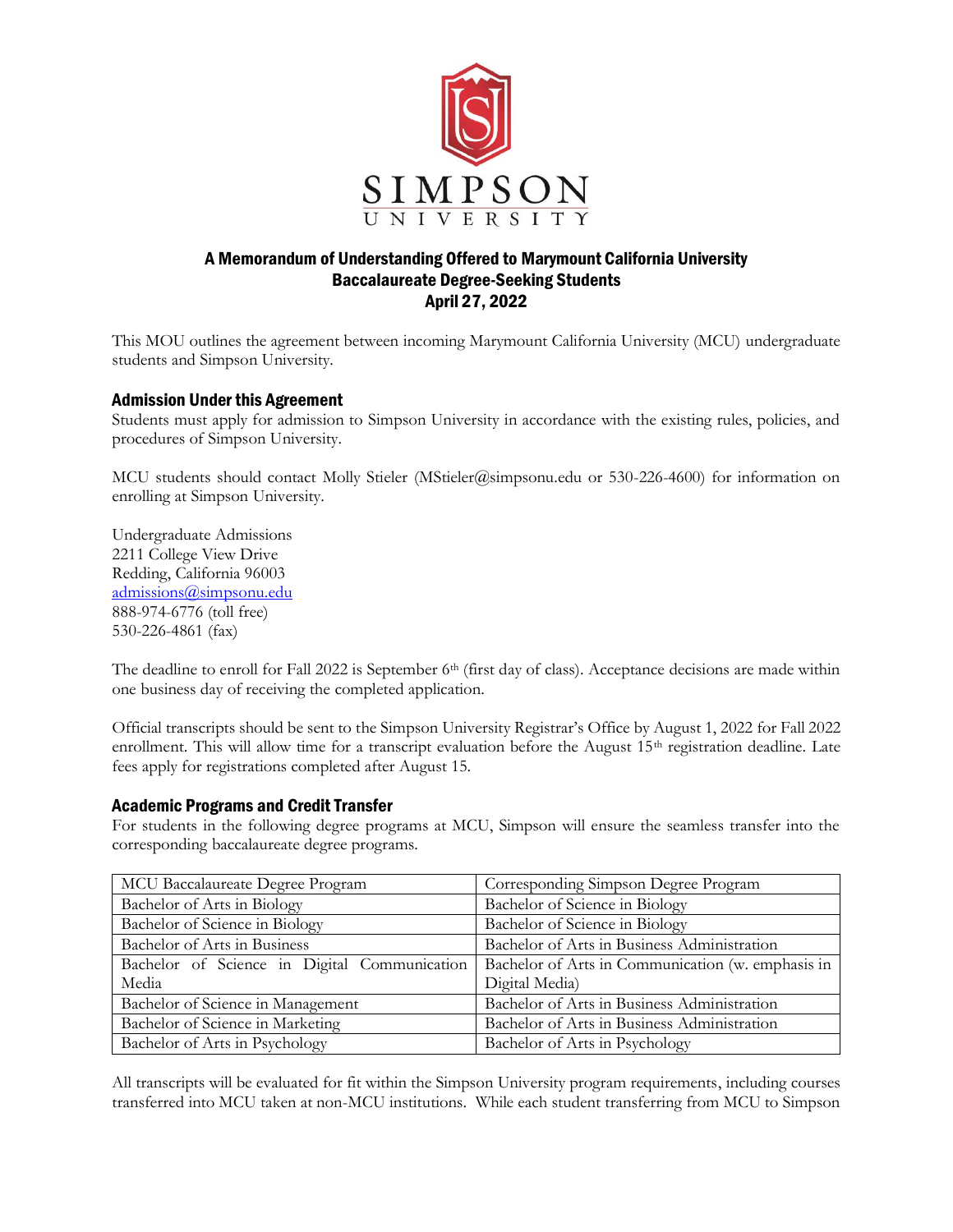# A Memorandum of Understanding Offered to Marymount California University Baccalaureate Degree-Seeking Students

**April 27, 2022**

This MOU outlines the agreement between incoming Marymount California University (MCU) undergraduate students and Simpson University.

## Admission Under this Agreement

Students must apply for admission to Simpson University in accordance with the existing rules, policies, and procedures of Simpson University.

MCU students should contact Molly Stieler (MStieler@simpsonu.edu or 530-226-4600) for information on enrolling at Simpson University.

Undergraduate Admissions
2211 College View Drive
Redding, California 96003
admissions@simpsonu.edu
888-974-6776 (toll free)
530-226-4861 (fax)

The deadline to enroll for Fall 2022 is September 6th (first day of class). Acceptance decisions are made within one business day of receiving the completed application.

Official transcripts should be sent to the Simpson University Registrar's Office by August 1, 2022 for Fall 2022 enrollment. This will allow time for a transcript evaluation before the August 15th registration deadline. Late fees apply for registrations completed after August 15.

## Academic Programs and Credit Transfer

For students in the following degree programs at MCU, Simpson will ensure the seamless transfer into the corresponding baccalaureate degree programs.

| MCU Baccalaureate Degree Program | Corresponding Simpson Degree Program |
|---|---|
| Bachelor of Arts in Biology | Bachelor of Science in Biology |
| Bachelor of Science in Biology | Bachelor of Science in Biology |
| Bachelor of Arts in Business | Bachelor of Arts in Business Administration |
| Bachelor of Science in Digital Communication Media | Bachelor of Arts in Communication (w. emphasis in Digital Media) |
| Bachelor of Science in Management | Bachelor of Arts in Business Administration |
| Bachelor of Science in Marketing | Bachelor of Arts in Business Administration |
| Bachelor of Arts in Psychology | Bachelor of Arts in Psychology |

All transcripts will be evaluated for fit within the Simpson University program requirements, including courses transferred into MCU taken at non-MCU institutions. While each student transferring from MCU to Simpson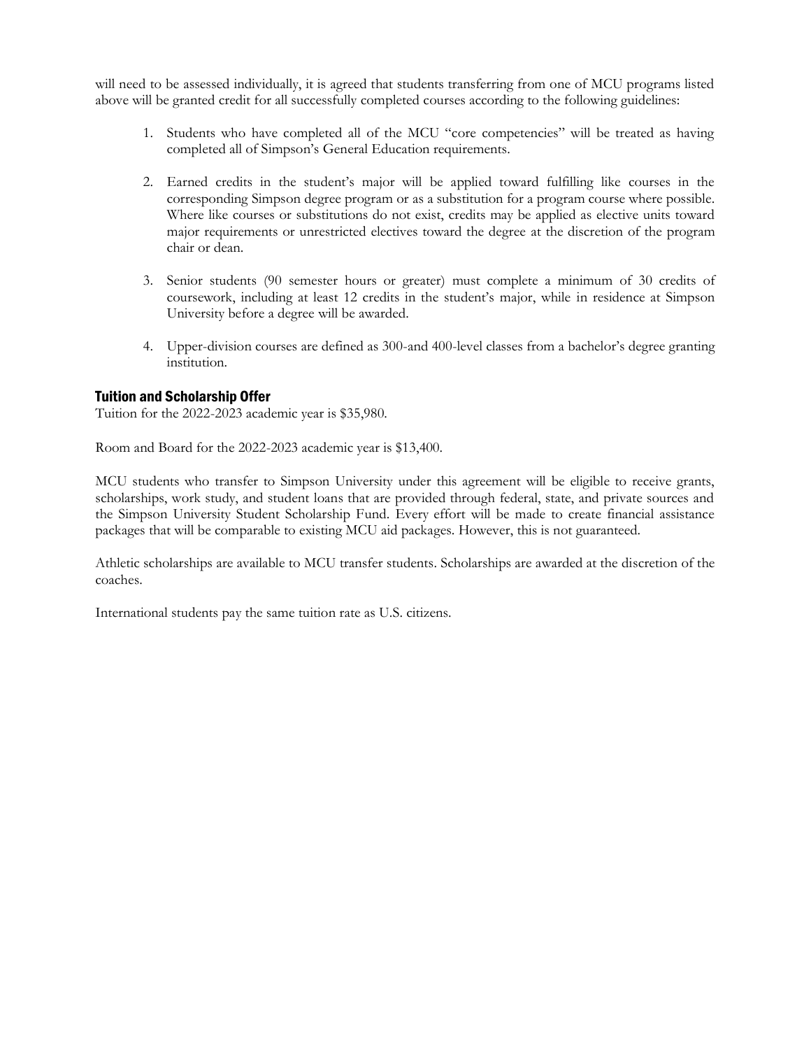will need to be assessed individually, it is agreed that students transferring from one of MCU programs listed above will be granted credit for all successfully completed courses according to the following guidelines:

1. Students who have completed all of the MCU "core competencies" will be treated as having completed all of Simpson's General Education requirements.

2. Earned credits in the student's major will be applied toward fulfilling like courses in the corresponding Simpson degree program or as a substitution for a program course where possible. Where like courses or substitutions do not exist, credits may be applied as elective units toward major requirements or unrestricted electives toward the degree at the discretion of the program chair or dean.

3. Senior students (90 semester hours or greater) must complete a minimum of 30 credits of coursework, including at least 12 credits in the student's major, while in residence at Simpson University before a degree will be awarded.

4. Upper-division courses are defined as 300-and 400-level classes from a bachelor's degree granting institution.

## Tuition and Scholarship Offer

Tuition for the 2022-2023 academic year is $35,980.

Room and Board for the 2022-2023 academic year is $13,400.

MCU students who transfer to Simpson University under this agreement will be eligible to receive grants, scholarships, work study, and student loans that are provided through federal, state, and private sources and the Simpson University Student Scholarship Fund. Every effort will be made to create financial assistance packages that will be comparable to existing MCU aid packages. However, this is not guaranteed.

Athletic scholarships are available to MCU transfer students. Scholarships are awarded at the discretion of the coaches.

International students pay the same tuition rate as U.S. citizens.